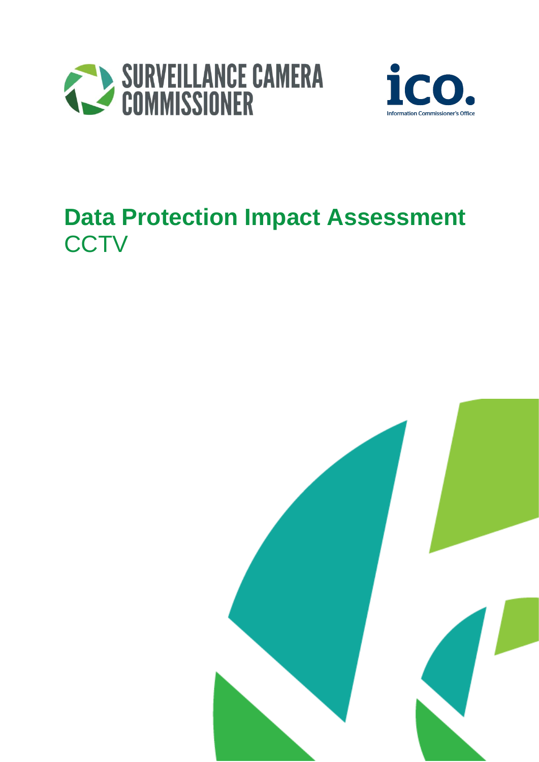SURVEILLANCE CAMERA COMMISSIONER

ico. Information Commissioner's Office

# Data Protection Impact Assessment

CCTV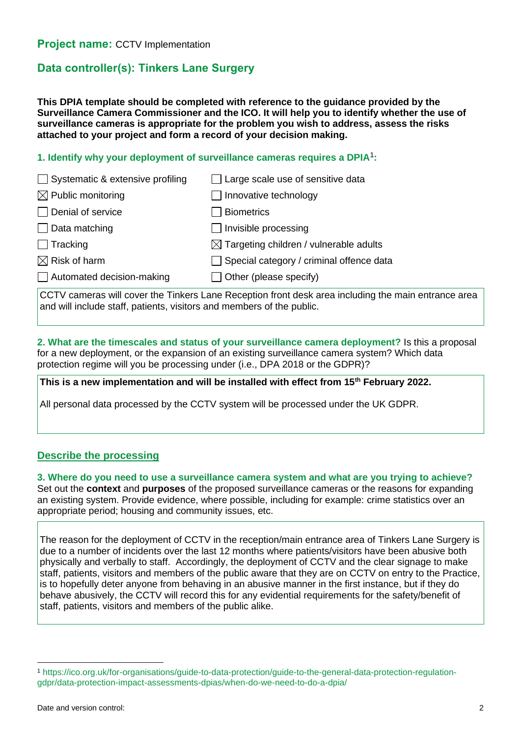**Project name:** CCTV Implementation

## Data controller(s): Tinkers Lane Surgery

**This DPIA template should be completed with reference to the guidance provided by the Surveillance Camera Commissioner and the ICO. It will help you to identify whether the use of surveillance cameras is appropriate for the problem you wish to address, assess the risks attached to your project and form a record of your decision making.**

### 1. Identify why your deployment of surveillance cameras requires a DPIA[1]:

| | |
|---|---|
| ☐ Systematic & extensive profiling | ☐ Large scale use of sensitive data |
| ☒ Public monitoring | ☐ Innovative technology |
| ☐ Denial of service | ☐ Biometrics |
| ☐ Data matching | ☐ Invisible processing |
| ☐ Tracking | ☒ Targeting children / vulnerable adults |
| ☒ Risk of harm | ☐ Special category / criminal offence data |
| ☐ Automated decision-making | ☐ Other (please specify) |

CCTV cameras will cover the Tinkers Lane Reception front desk area including the main entrance area and will include staff, patients, visitors and members of the public.

**2. What are the timescales and status of your surveillance camera deployment?** Is this a proposal for a new deployment, or the expansion of an existing surveillance camera system? Which data protection regime will you be processing under (i.e., DPA 2018 or the GDPR)?

**This is a new implementation and will be installed with effect from 15th February 2022.**

All personal data processed by the CCTV system will be processed under the UK GDPR.

## Describe the processing

**3. Where do you need to use a surveillance camera system and what are you trying to achieve?** Set out the **context** and **purposes** of the proposed surveillance cameras or the reasons for expanding an existing system. Provide evidence, where possible, including for example: crime statistics over an appropriate period; housing and community issues, etc.

The reason for the deployment of CCTV in the reception/main entrance area of Tinkers Lane Surgery is due to a number of incidents over the last 12 months where patients/visitors have been abusive both physically and verbally to staff. Accordingly, the deployment of CCTV and the clear signage to make staff, patients, visitors and members of the public aware that they are on CCTV on entry to the Practice, is to hopefully deter anyone from behaving in an abusive manner in the first instance, but if they do behave abusively, the CCTV will record this for any evidential requirements for the safety/benefit of staff, patients, visitors and members of the public alike.

[1] https://ico.org.uk/for-organisations/guide-to-data-protection/guide-to-the-general-data-protection-regulation-gdpr/data-protection-impact-assessments-dpias/when-do-we-need-to-do-a-dpia/

Date and version control: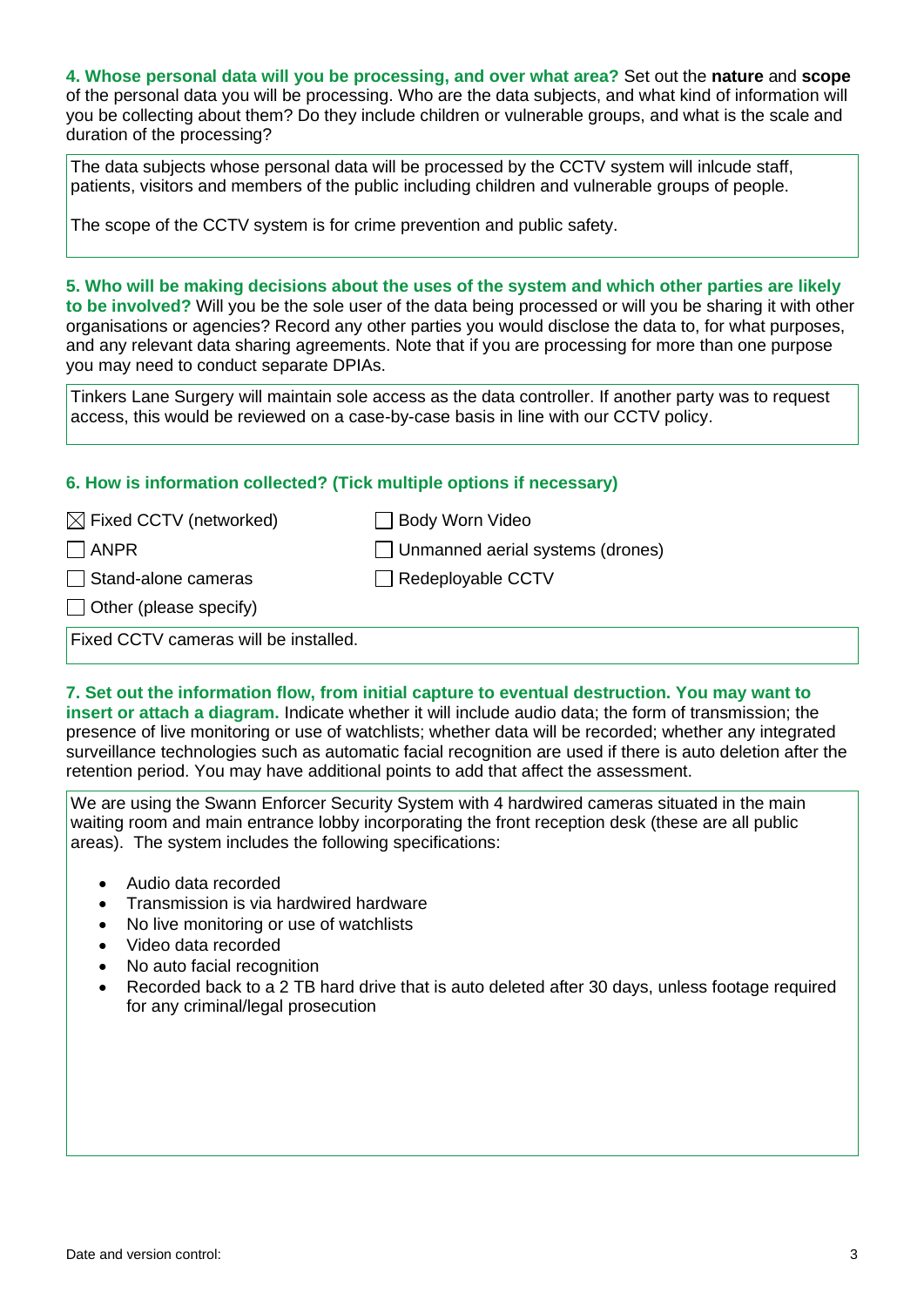**4. Whose personal data will you be processing, and over what area?** Set out the **nature** and **scope** of the personal data you will be processing. Who are the data subjects, and what kind of information will you be collecting about them? Do they include children or vulnerable groups, and what is the scale and duration of the processing?

The data subjects whose personal data will be processed by the CCTV system will inlcude staff, patients, visitors and members of the public including children and vulnerable groups of people.

The scope of the CCTV system is for crime prevention and public safety.

**5. Who will be making decisions about the uses of the system and which other parties are likely to be involved?** Will you be the sole user of the data being processed or will you be sharing it with other organisations or agencies? Record any other parties you would disclose the data to, for what purposes, and any relevant data sharing agreements. Note that if you are processing for more than one purpose you may need to conduct separate DPIAs.

Tinkers Lane Surgery will maintain sole access as the data controller. If another party was to request access, this would be reviewed on a case-by-case basis in line with our CCTV policy.

**6. How is information collected? (Tick multiple options if necessary)**

- [x] Fixed CCTV (networked)
- [ ] Body Worn Video
- [ ] ANPR
- [ ] Unmanned aerial systems (drones)
- [ ] Stand-alone cameras
- [ ] Redeployable CCTV
- [ ] Other (please specify)

Fixed CCTV cameras will be installed.

**7. Set out the information flow, from initial capture to eventual destruction. You may want to insert or attach a diagram.** Indicate whether it will include audio data; the form of transmission; the presence of live monitoring or use of watchlists; whether data will be recorded; whether any integrated surveillance technologies such as automatic facial recognition are used if there is auto deletion after the retention period. You may have additional points to add that affect the assessment.

We are using the Swann Enforcer Security System with 4 hardwired cameras situated in the main waiting room and main entrance lobby incorporating the front reception desk (these are all public areas). The system includes the following specifications:

- Audio data recorded
- Transmission is via hardwired hardware
- No live monitoring or use of watchlists
- Video data recorded
- No auto facial recognition
- Recorded back to a 2 TB hard drive that is auto deleted after 30 days, unless footage required for any criminal/legal prosecution

Date and version control: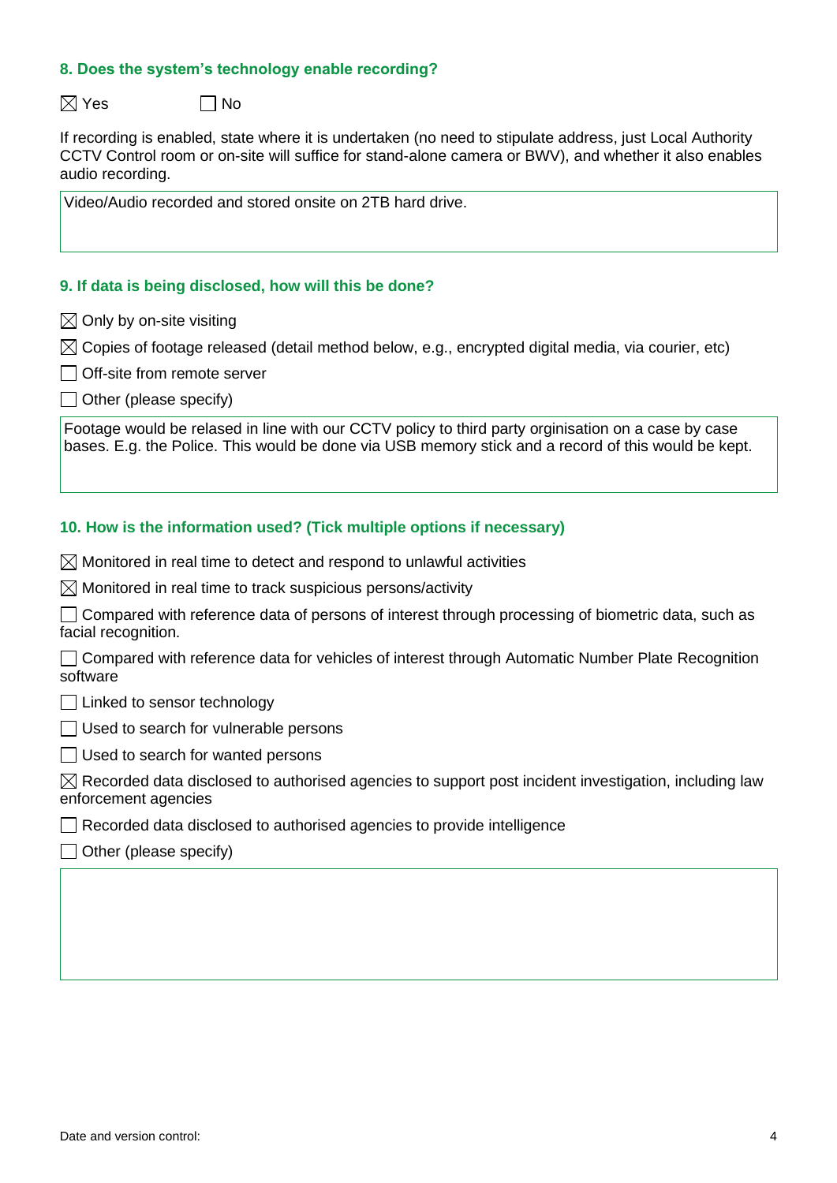### 8. Does the system's technology enable recording?

☒ Yes ☐ No

If recording is enabled, state where it is undertaken (no need to stipulate address, just Local Authority CCTV Control room or on-site will suffice for stand-alone camera or BWV), and whether it also enables audio recording.

Video/Audio recorded and stored onsite on 2TB hard drive.

### 9. If data is being disclosed, how will this be done?

☒ Only by on-site visiting

☒ Copies of footage released (detail method below, e.g., encrypted digital media, via courier, etc)

☐ Off-site from remote server

☐ Other (please specify)

Footage would be relased in line with our CCTV policy to third party orginisation on a case by case bases. E.g. the Police. This would be done via USB memory stick and a record of this would be kept.

### 10. How is the information used? (Tick multiple options if necessary)

☒ Monitored in real time to detect and respond to unlawful activities

☒ Monitored in real time to track suspicious persons/activity

☐ Compared with reference data of persons of interest through processing of biometric data, such as facial recognition.

☐ Compared with reference data for vehicles of interest through Automatic Number Plate Recognition software

☐ Linked to sensor technology

☐ Used to search for vulnerable persons

☐ Used to search for wanted persons

☒ Recorded data disclosed to authorised agencies to support post incident investigation, including law enforcement agencies

☐ Recorded data disclosed to authorised agencies to provide intelligence

☐ Other (please specify)

Date and version control: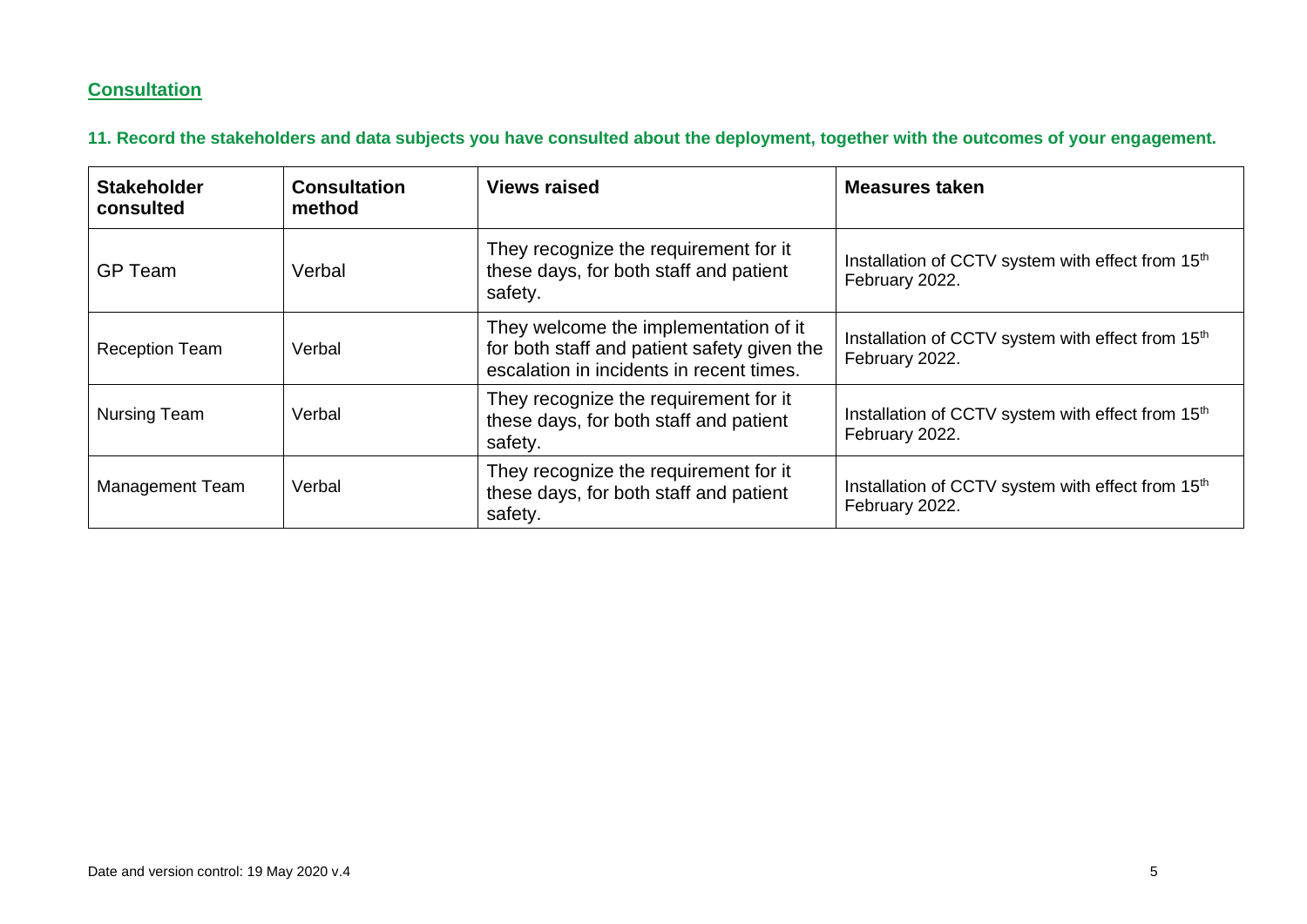## Consultation

### 11. Record the stakeholders and data subjects you have consulted about the deployment, together with the outcomes of your engagement.

| Stakeholder consulted | Consultation method | Views raised | Measures taken |
|---|---|---|---|
| GP Team | Verbal | They recognize the requirement for it these days, for both staff and patient safety. | Installation of CCTV system with effect from 15th February 2022. |
| Reception Team | Verbal | They welcome the implementation of it for both staff and patient safety given the escalation in incidents in recent times. | Installation of CCTV system with effect from 15th February 2022. |
| Nursing Team | Verbal | They recognize the requirement for it these days, for both staff and patient safety. | Installation of CCTV system with effect from 15th February 2022. |
| Management Team | Verbal | They recognize the requirement for it these days, for both staff and patient safety. | Installation of CCTV system with effect from 15th February 2022. |

Date and version control: 19 May 2020 v.4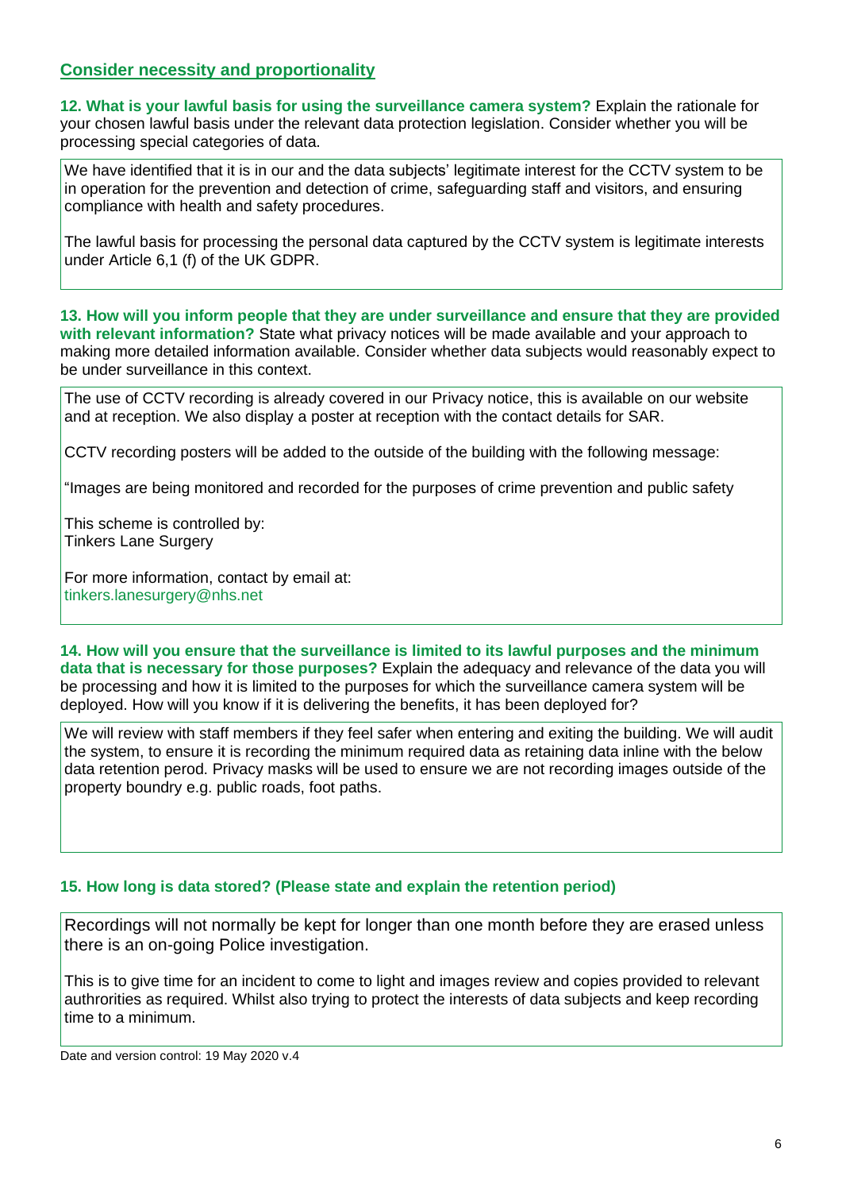## Consider necessity and proportionality

**12. What is your lawful basis for using the surveillance camera system?** Explain the rationale for your chosen lawful basis under the relevant data protection legislation. Consider whether you will be processing special categories of data.

We have identified that it is in our and the data subjects' legitimate interest for the CCTV system to be in operation for the prevention and detection of crime, safeguarding staff and visitors, and ensuring compliance with health and safety procedures.

The lawful basis for processing the personal data captured by the CCTV system is legitimate interests under Article 6,1 (f) of the UK GDPR.

**13. How will you inform people that they are under surveillance and ensure that they are provided with relevant information?** State what privacy notices will be made available and your approach to making more detailed information available. Consider whether data subjects would reasonably expect to be under surveillance in this context.

The use of CCTV recording is already covered in our Privacy notice, this is available on our website and at reception. We also display a poster at reception with the contact details for SAR.

CCTV recording posters will be added to the outside of the building with the following message:

"Images are being monitored and recorded for the purposes of crime prevention and public safety

This scheme is controlled by:
Tinkers Lane Surgery

For more information, contact by email at:
tinkers.lanesurgery@nhs.net

**14. How will you ensure that the surveillance is limited to its lawful purposes and the minimum data that is necessary for those purposes?** Explain the adequacy and relevance of the data you will be processing and how it is limited to the purposes for which the surveillance camera system will be deployed. How will you know if it is delivering the benefits, it has been deployed for?

We will review with staff members if they feel safer when entering and exiting the building. We will audit the system, to ensure it is recording the minimum required data as retaining data inline with the below data retention perod. Privacy masks will be used to ensure we are not recording images outside of the property boundry e.g. public roads, foot paths.

**15. How long is data stored? (Please state and explain the retention period)**

Recordings will not normally be kept for longer than one month before they are erased unless there is an on-going Police investigation.

This is to give time for an incident to come to light and images review and copies provided to relevant authrorities as required. Whilst also trying to protect the interests of data subjects and keep recording time to a minimum.

Date and version control: 19 May 2020 v.4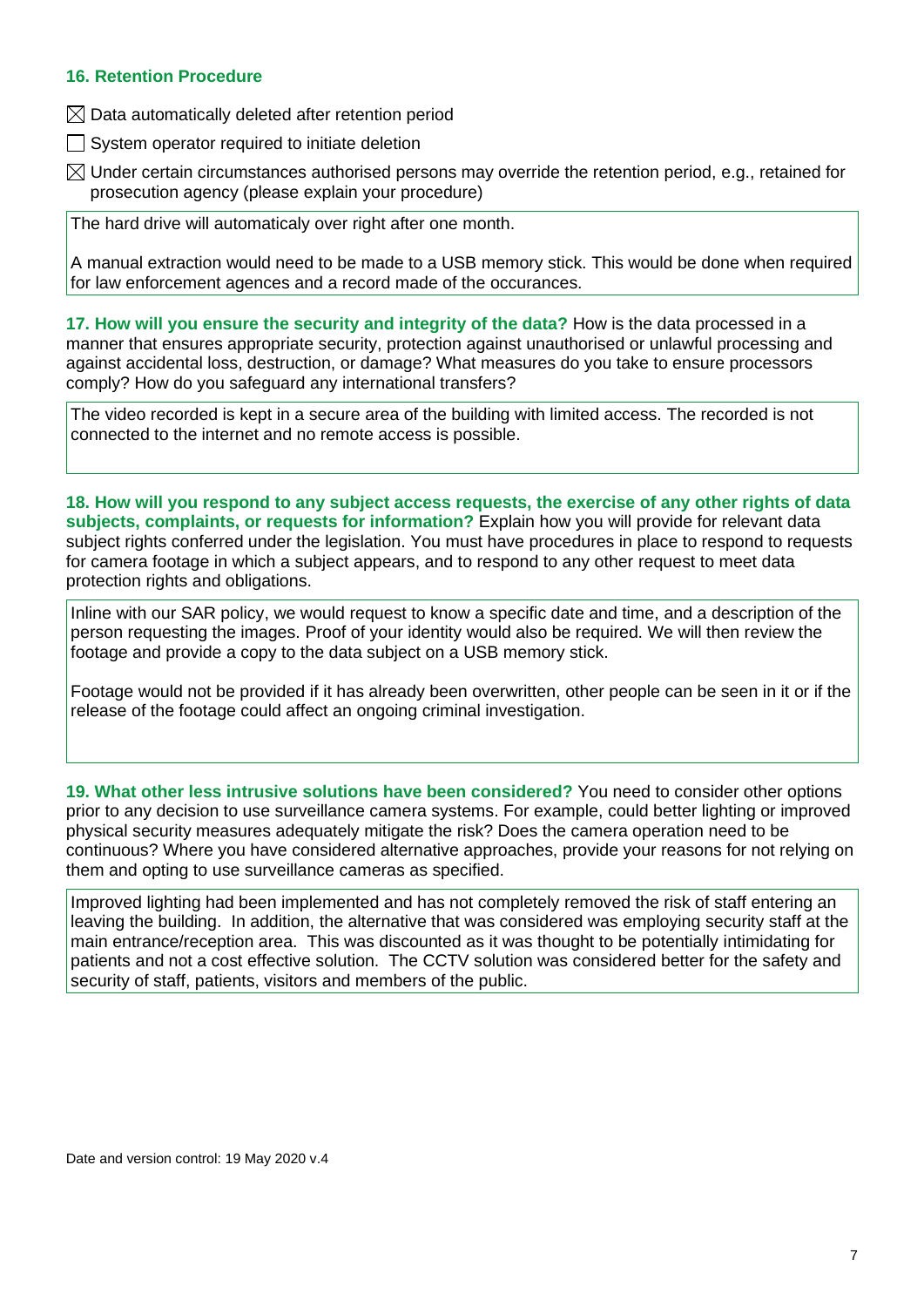### 16. Retention Procedure

☒ Data automatically deleted after retention period

☐ System operator required to initiate deletion

☒ Under certain circumstances authorised persons may override the retention period, e.g., retained for prosecution agency (please explain your procedure)

> The hard drive will automaticaly over right after one month.
>
> A manual extraction would need to be made to a USB memory stick. This would be done when required for law enforcement agences and a record made of the occurances.

**17. How will you ensure the security and integrity of the data?** How is the data processed in a manner that ensures appropriate security, protection against unauthorised or unlawful processing and against accidental loss, destruction, or damage? What measures do you take to ensure processors comply? How do you safeguard any international transfers?

> The video recorded is kept in a secure area of the building with limited access. The recorded is not connected to the internet and no remote access is possible.

**18. How will you respond to any subject access requests, the exercise of any other rights of data subjects, complaints, or requests for information?** Explain how you will provide for relevant data subject rights conferred under the legislation. You must have procedures in place to respond to requests for camera footage in which a subject appears, and to respond to any other request to meet data protection rights and obligations.

> Inline with our SAR policy, we would request to know a specific date and time, and a description of the person requesting the images. Proof of your identity would also be required. We will then review the footage and provide a copy to the data subject on a USB memory stick.
>
> Footage would not be provided if it has already been overwritten, other people can be seen in it or if the release of the footage could affect an ongoing criminal investigation.

**19. What other less intrusive solutions have been considered?** You need to consider other options prior to any decision to use surveillance camera systems. For example, could better lighting or improved physical security measures adequately mitigate the risk? Does the camera operation need to be continuous? Where you have considered alternative approaches, provide your reasons for not relying on them and opting to use surveillance cameras as specified.

> Improved lighting had been implemented and has not completely removed the risk of staff entering an leaving the building. In addition, the alternative that was considered was employing security staff at the main entrance/reception area. This was discounted as it was thought to be potentially intimidating for patients and not a cost effective solution. The CCTV solution was considered better for the safety and security of staff, patients, visitors and members of the public.

Date and version control: 19 May 2020 v.4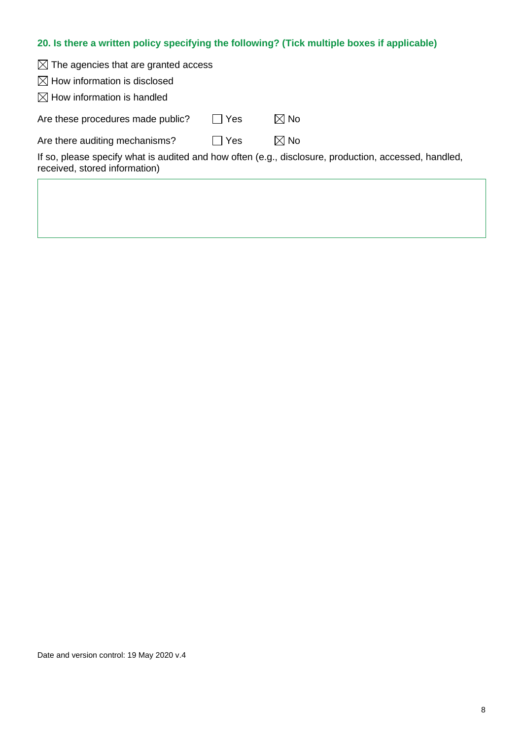**20. Is there a written policy specifying the following? (Tick multiple boxes if applicable)**

☒ The agencies that are granted access

☒ How information is disclosed

☒ How information is handled

Are these procedures made public? ☐ Yes ☒ No

Are there auditing mechanisms? ☐ Yes ☒ No

If so, please specify what is audited and how often (e.g., disclosure, production, accessed, handled, received, stored information)

Date and version control: 19 May 2020 v.4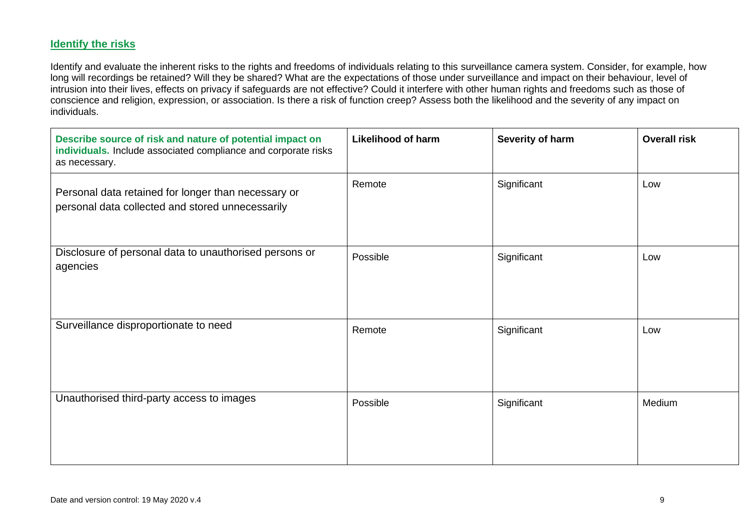## Identify the risks

Identify and evaluate the inherent risks to the rights and freedoms of individuals relating to this surveillance camera system. Consider, for example, how long will recordings be retained? Will they be shared? What are the expectations of those under surveillance and impact on their behaviour, level of intrusion into their lives, effects on privacy if safeguards are not effective? Could it interfere with other human rights and freedoms such as those of conscience and religion, expression, or association. Is there a risk of function creep? Assess both the likelihood and the severity of any impact on individuals.

| **Describe source of risk and nature of potential impact on individuals.** Include associated compliance and corporate risks as necessary. | **Likelihood of harm** | **Severity of harm** | **Overall risk** |
|---|---|---|---|
| Personal data retained for longer than necessary or personal data collected and stored unnecessarily | Remote | Significant | Low |
| Disclosure of personal data to unauthorised persons or agencies | Possible | Significant | Low |
| Surveillance disproportionate to need | Remote | Significant | Low |
| Unauthorised third-party access to images | Possible | Significant | Medium |

Date and version control: 19 May 2020 v.4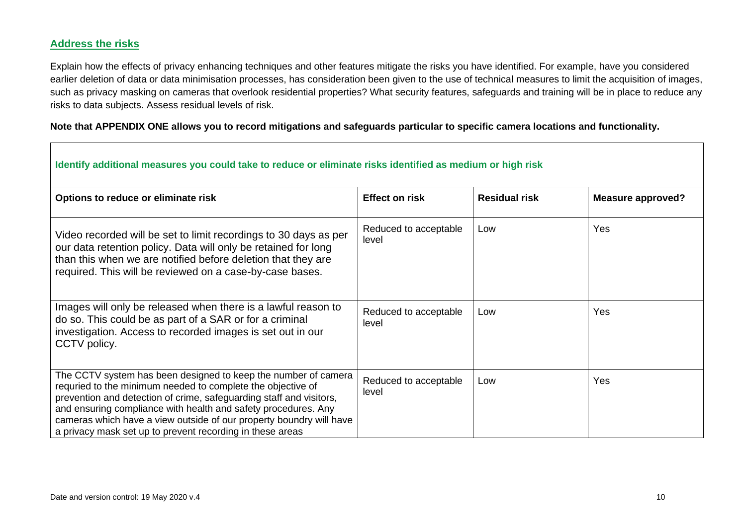## Address the risks

Explain how the effects of privacy enhancing techniques and other features mitigate the risks you have identified. For example, have you considered earlier deletion of data or data minimisation processes, has consideration been given to the use of technical measures to limit the acquisition of images, such as privacy masking on cameras that overlook residential properties? What security features, safeguards and training will be in place to reduce any risks to data subjects. Assess residual levels of risk.

**Note that APPENDIX ONE allows you to record mitigations and safeguards particular to specific camera locations and functionality.**

**Identify additional measures you could take to reduce or eliminate risks identified as medium or high risk**

| Options to reduce or eliminate risk | Effect on risk | Residual risk | Measure approved? |
|---|---|---|---|
| Video recorded will be set to limit recordings to 30 days as per our data retention policy. Data will only be retained for long than this when we are notified before deletion that they are required. This will be reviewed on a case-by-case bases. | Reduced to acceptable level | Low | Yes |
| Images will only be released when there is a lawful reason to do so. This could be as part of a SAR or for a criminal investigation. Access to recorded images is set out in our CCTV policy. | Reduced to acceptable level | Low | Yes |
| The CCTV system has been designed to keep the number of camera requried to the minimum needed to complete the objective of prevention and detection of crime, safeguarding staff and visitors, and ensuring compliance with health and safety procedures. Any cameras which have a view outside of our property boundry will have a privacy mask set up to prevent recording in these areas | Reduced to acceptable level | Low | Yes |

Date and version control: 19 May 2020 v.4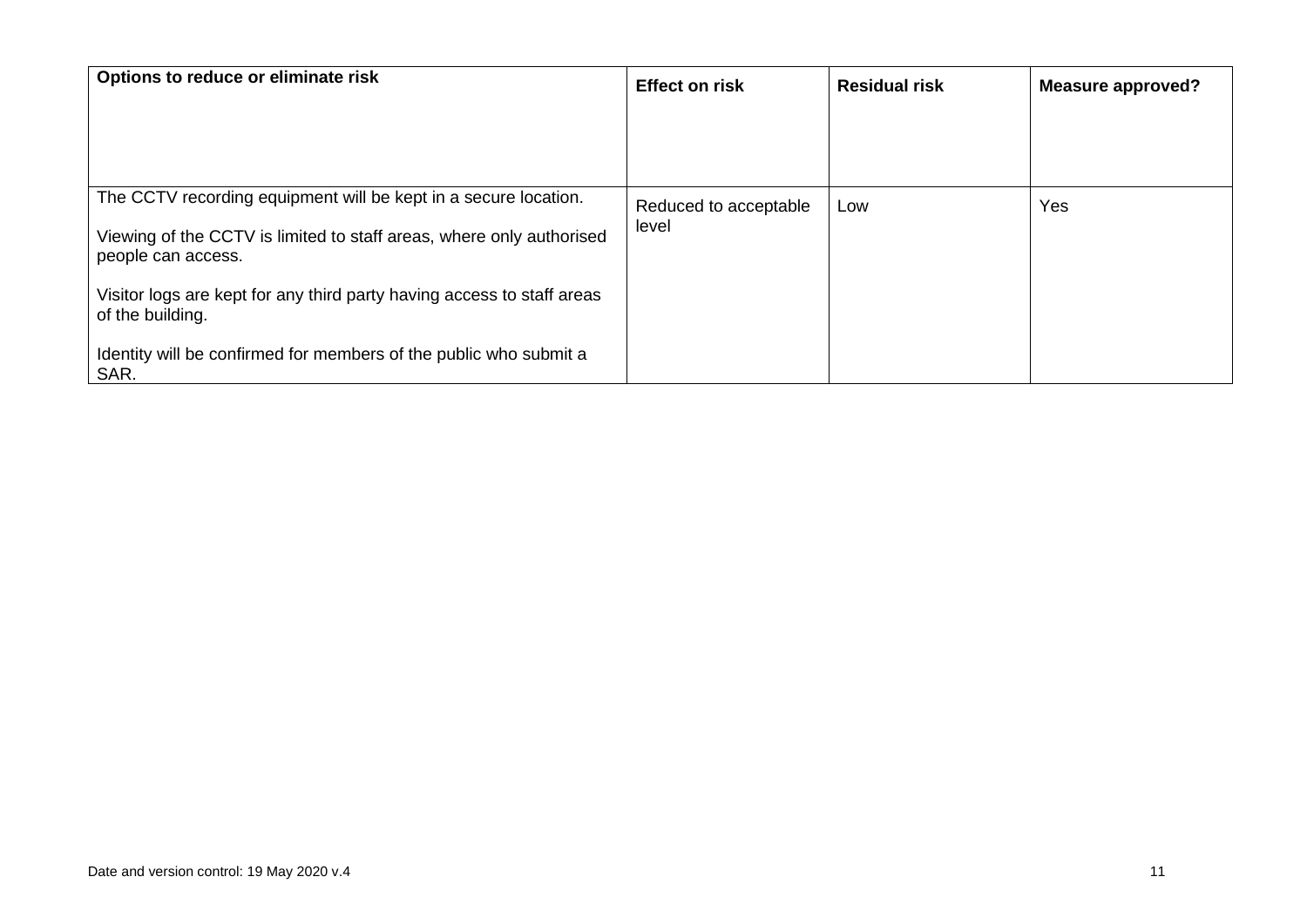| **Options to reduce or eliminate risk** | **Effect on risk** | **Residual risk** | **Measure approved?** |
| --- | --- | --- | --- |
| The CCTV recording equipment will be kept in a secure location.<br><br>Viewing of the CCTV is limited to staff areas, where only authorised people can access.<br><br>Visitor logs are kept for any third party having access to staff areas of the building.<br><br>Identity will be confirmed for members of the public who submit a SAR. | Reduced to acceptable level | Low | Yes |

Date and version control: 19 May 2020 v.4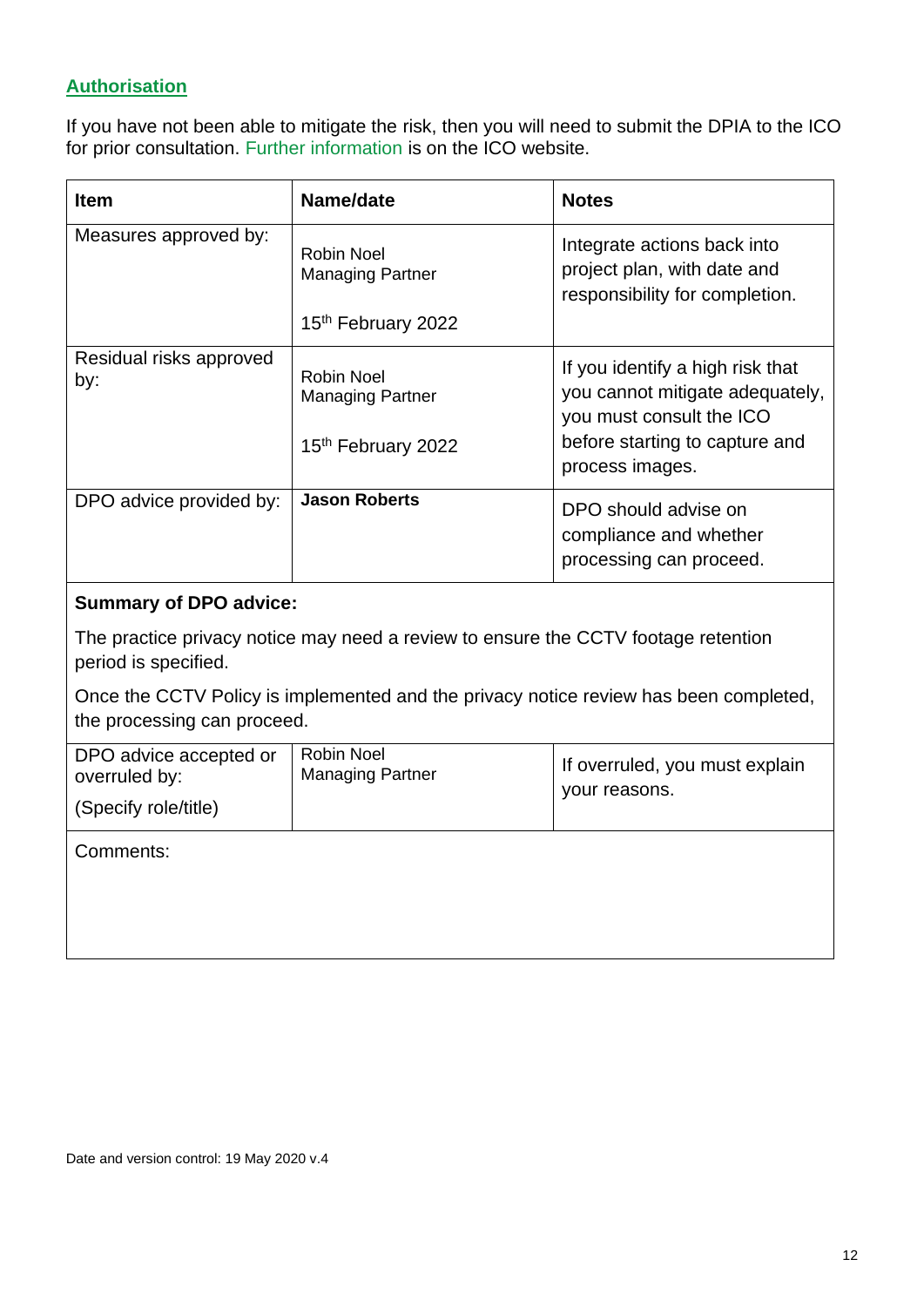## Authorisation

If you have not been able to mitigate the risk, then you will need to submit the DPIA to the ICO for prior consultation. Further information is on the ICO website.

| Item | Name/date | Notes |
| --- | --- | --- |
| Measures approved by: | Robin Noel<br>Managing Partner<br><br>15th February 2022 | Integrate actions back into project plan, with date and responsibility for completion. |
| Residual risks approved by: | Robin Noel<br>Managing Partner<br><br>15th February 2022 | If you identify a high risk that you cannot mitigate adequately, you must consult the ICO before starting to capture and process images. |
| DPO advice provided by: | **Jason Roberts** | DPO should advise on compliance and whether processing can proceed. |
| **Summary of DPO advice:**<br><br>The practice privacy notice may need a review to ensure the CCTV footage retention period is specified.<br><br>Once the CCTV Policy is implemented and the privacy notice review has been completed, the processing can proceed. | | |
| DPO advice accepted or overruled by:<br><br>(Specify role/title) | Robin Noel<br>Managing Partner | If overruled, you must explain your reasons. |
| Comments: | | |

Date and version control: 19 May 2020 v.4